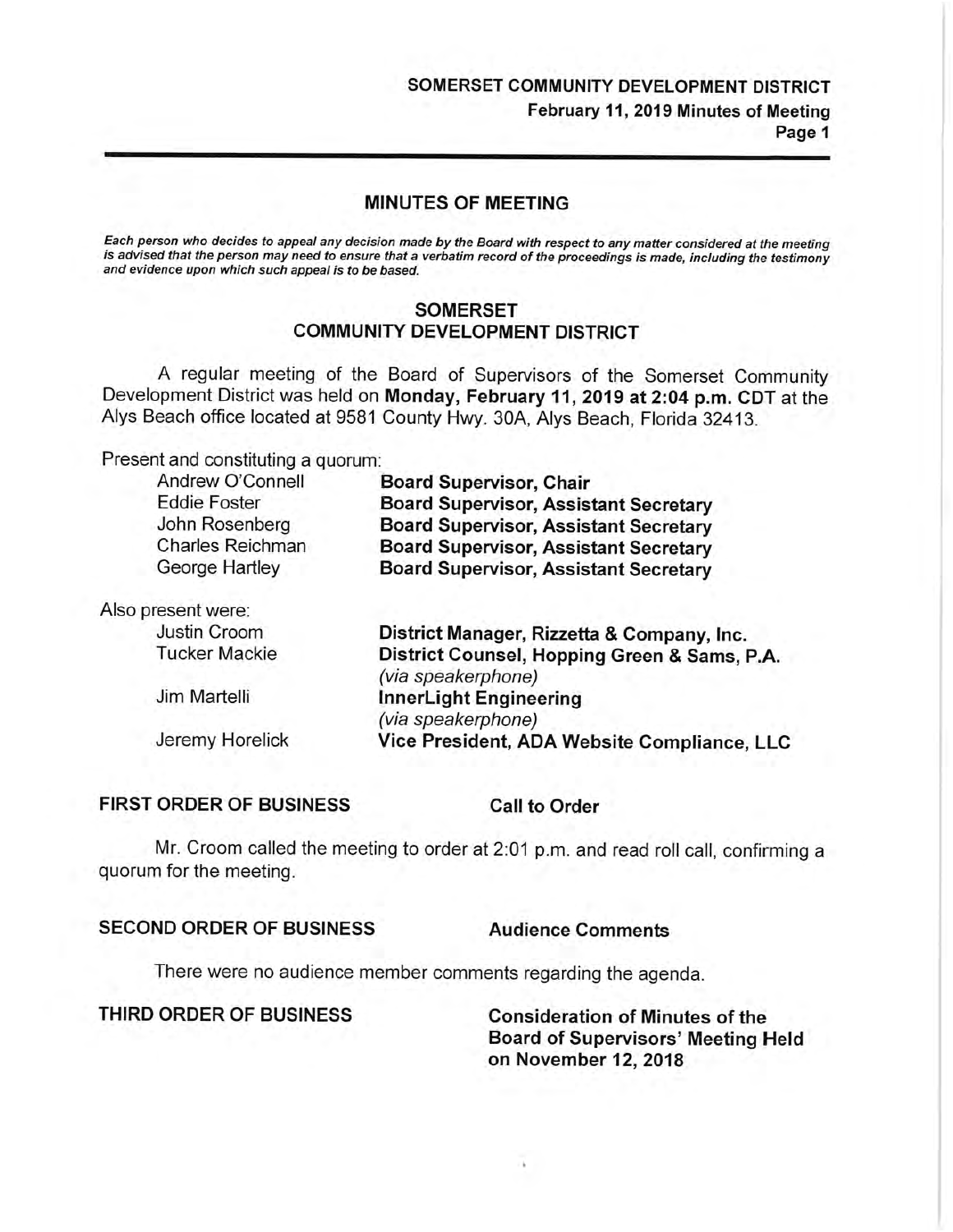## MINUTES OF MEETING

***Each person who decides to appeal any decision made by the Board with respect to any matter considered at the meeting is advised that the person may need to ensure that a verbatim record of the proceedings is made, including the testimony and evidence upon which such appeal is to be based.***

## SOMERSET COMMUNITY DEVELOPMENT DISTRICT

A regular meeting of the Board of Supervisors of the Somerset Community Development District was held on **Monday, February 11, 2019 at 2:04 p.m. CDT** at the Alys Beach office located at 9581 County Hwy. 30A, Alys Beach, Florida 32413.

Present and constituting a quorum:

| | |
|---|---|
| Andrew O'Connell | **Board Supervisor, Chair** |
| Eddie Foster | **Board Supervisor, Assistant Secretary** |
| John Rosenberg | **Board Supervisor, Assistant Secretary** |
| Charles Reichman | **Board Supervisor, Assistant Secretary** |
| George Hartley | **Board Supervisor, Assistant Secretary** |

Also present were:

| | |
|---|---|
| Justin Croom | **District Manager, Rizzetta & Company, Inc.** |
| Tucker Mackie | **District Counsel, Hopping Green & Sams, P.A.** *(via speakerphone)* |
| Jim Martelli | **InnerLight Engineering** *(via speakerphone)* |
| Jeremy Horelick | **Vice President, ADA Website Compliance, LLC** |

**FIRST ORDER OF BUSINESS** **Call to Order**

Mr. Croom called the meeting to order at 2:01 p.m. and read roll call, confirming a quorum for the meeting.

**SECOND ORDER OF BUSINESS** **Audience Comments**

There were no audience member comments regarding the agenda.

**THIRD ORDER OF BUSINESS** **Consideration of Minutes of the Board of Supervisors' Meeting Held on November 12, 2018**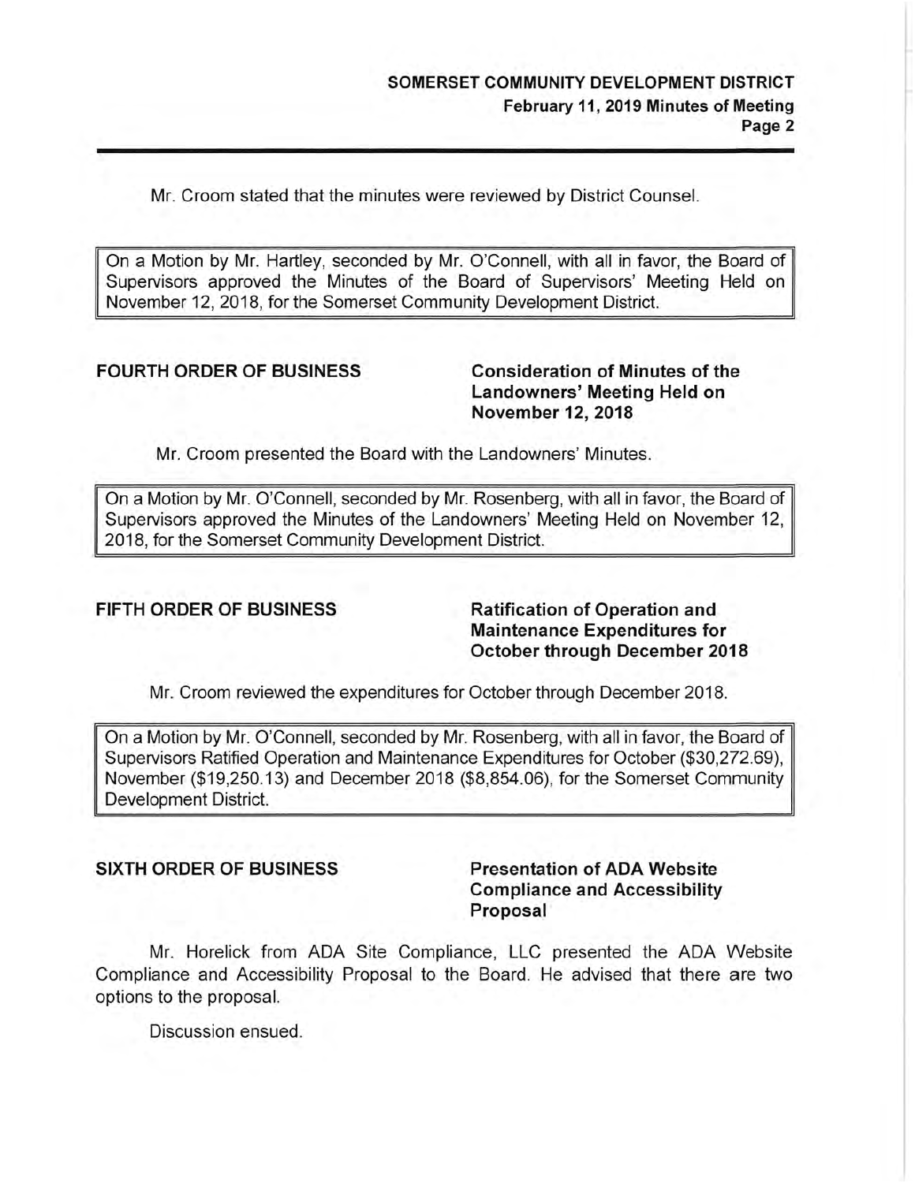Mr. Croom stated that the minutes were reviewed by District Counsel.

> On a Motion by Mr. Hartley, seconded by Mr. O'Connell, with all in favor, the Board of Supervisors approved the Minutes of the Board of Supervisors' Meeting Held on November 12, 2018, for the Somerset Community Development District.

**FOURTH ORDER OF BUSINESS** **Consideration of Minutes of the Landowners' Meeting Held on November 12, 2018**

Mr. Croom presented the Board with the Landowners' Minutes.

> On a Motion by Mr. O'Connell, seconded by Mr. Rosenberg, with all in favor, the Board of Supervisors approved the Minutes of the Landowners' Meeting Held on November 12, 2018, for the Somerset Community Development District.

**FIFTH ORDER OF BUSINESS** **Ratification of Operation and Maintenance Expenditures for October through December 2018**

Mr. Croom reviewed the expenditures for October through December 2018.

> On a Motion by Mr. O'Connell, seconded by Mr. Rosenberg, with all in favor, the Board of Supervisors Ratified Operation and Maintenance Expenditures for October ($30,272.69), November ($19,250.13) and December 2018 ($8,854.06), for the Somerset Community Development District.

**SIXTH ORDER OF BUSINESS** **Presentation of ADA Website Compliance and Accessibility Proposal**

Mr. Horelick from ADA Site Compliance, LLC presented the ADA Website Compliance and Accessibility Proposal to the Board. He advised that there are two options to the proposal.

Discussion ensued.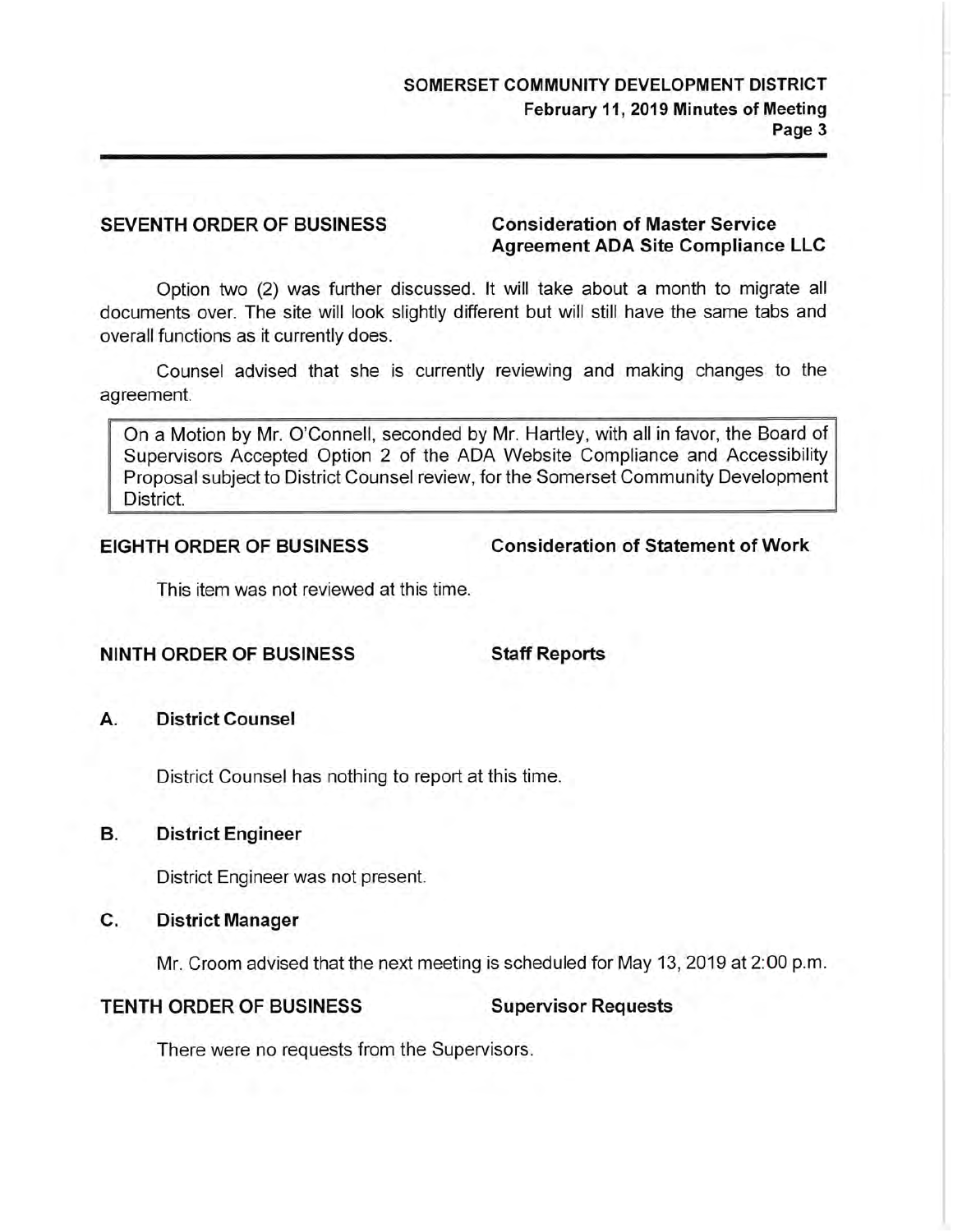**SEVENTH ORDER OF BUSINESS** — **Consideration of Master Service Agreement ADA Site Compliance LLC**

Option two (2) was further discussed. It will take about a month to migrate all documents over. The site will look slightly different but will still have the same tabs and overall functions as it currently does.

Counsel advised that she is currently reviewing and making changes to the agreement.

> On a Motion by Mr. O'Connell, seconded by Mr. Hartley, with all in favor, the Board of Supervisors Accepted Option 2 of the ADA Website Compliance and Accessibility Proposal subject to District Counsel review, for the Somerset Community Development District.

**EIGHTH ORDER OF BUSINESS** — **Consideration of Statement of Work**

This item was not reviewed at this time.

**NINTH ORDER OF BUSINESS** — **Staff Reports**

**A. District Counsel**

District Counsel has nothing to report at this time.

**B. District Engineer**

District Engineer was not present.

**C. District Manager**

Mr. Croom advised that the next meeting is scheduled for May 13, 2019 at 2:00 p.m.

**TENTH ORDER OF BUSINESS** — **Supervisor Requests**

There were no requests from the Supervisors.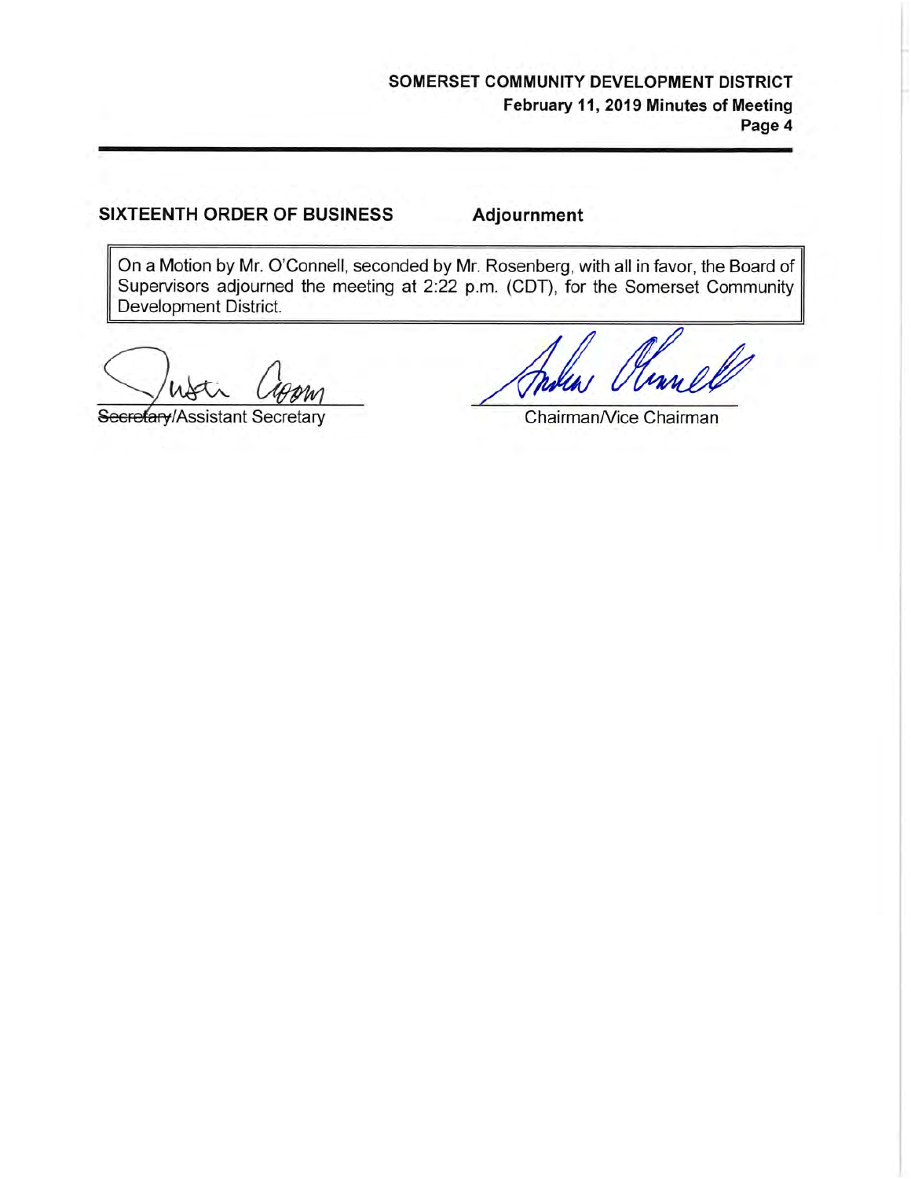## SIXTEENTH ORDER OF BUSINESS Adjournment

> On a Motion by Mr. O'Connell, seconded by Mr. Rosenberg, with all in favor, the Board of Supervisors adjourned the meeting at 2:22 p.m. (CDT), for the Somerset Community Development District.

~~Secretary~~/Assistant Secretary

Chairman/Vice Chairman